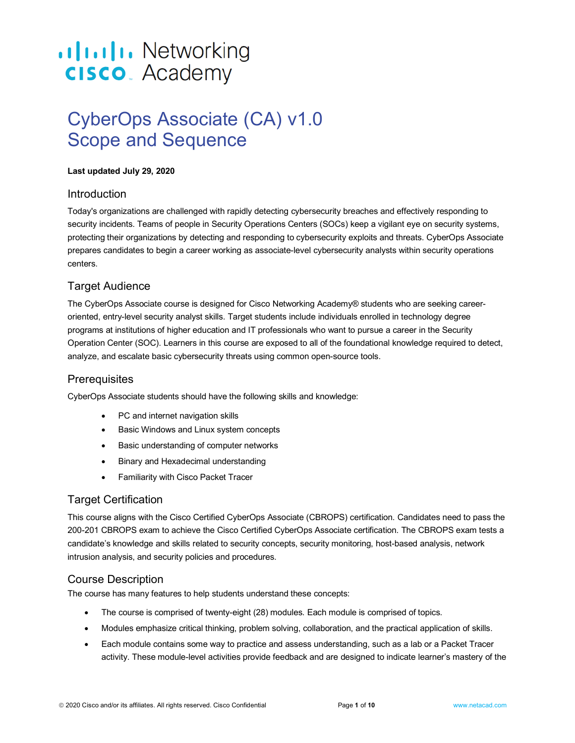# CyberOps Associate (CA) v1.0 Scope and Sequence

**Last updated July 29, 2020**

## Introduction

Today's organizations are challenged with rapidly detecting cybersecurity breaches and effectively responding to security incidents. Teams of people in Security Operations Centers (SOCs) keep a vigilant eye on security systems, protecting their organizations by detecting and responding to cybersecurity exploits and threats. CyberOps Associate prepares candidates to begin a career working as associate-level cybersecurity analysts within security operations centers.

## Target Audience

The CyberOps Associate course is designed for Cisco Networking Academy® students who are seeking career-oriented, entry-level security analyst skills. Target students include individuals enrolled in technology degree programs at institutions of higher education and IT professionals who want to pursue a career in the Security Operation Center (SOC). Learners in this course are exposed to all of the foundational knowledge required to detect, analyze, and escalate basic cybersecurity threats using common open-source tools.

## Prerequisites

CyberOps Associate students should have the following skills and knowledge:

- PC and internet navigation skills
- Basic Windows and Linux system concepts
- Basic understanding of computer networks
- Binary and Hexadecimal understanding
- Familiarity with Cisco Packet Tracer

## Target Certification

This course aligns with the Cisco Certified CyberOps Associate (CBROPS) certification. Candidates need to pass the 200-201 CBROPS exam to achieve the Cisco Certified CyberOps Associate certification. The CBROPS exam tests a candidate's knowledge and skills related to security concepts, security monitoring, host-based analysis, network intrusion analysis, and security policies and procedures.

## Course Description

The course has many features to help students understand these concepts:

- The course is comprised of twenty-eight (28) modules. Each module is comprised of topics.
- Modules emphasize critical thinking, problem solving, collaboration, and the practical application of skills.
- Each module contains some way to practice and assess understanding, such as a lab or a Packet Tracer activity. These module-level activities provide feedback and are designed to indicate learner's mastery of the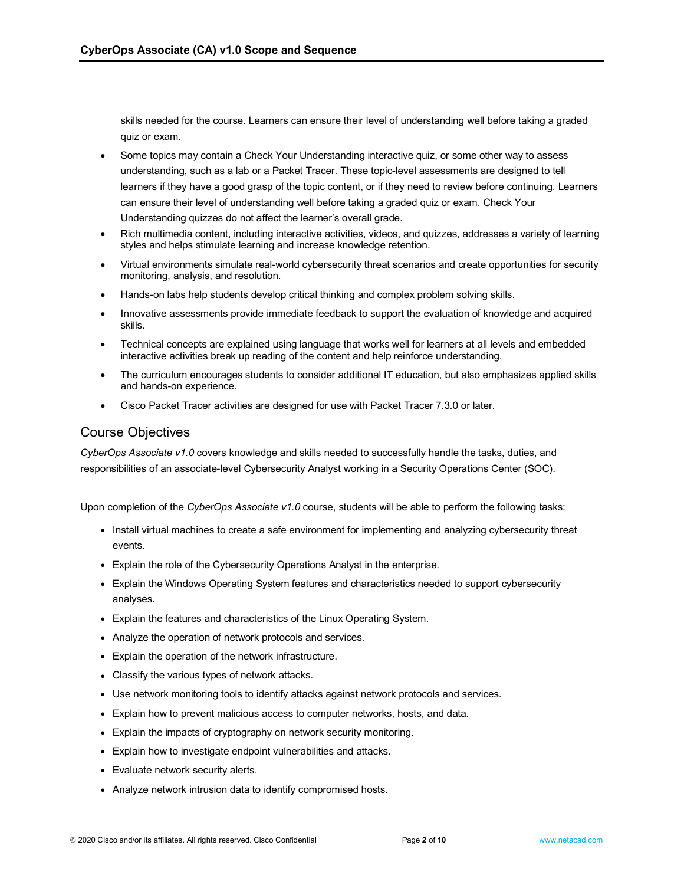skills needed for the course. Learners can ensure their level of understanding well before taking a graded quiz or exam.

- Some topics may contain a Check Your Understanding interactive quiz, or some other way to assess understanding, such as a lab or a Packet Tracer. These topic-level assessments are designed to tell learners if they have a good grasp of the topic content, or if they need to review before continuing. Learners can ensure their level of understanding well before taking a graded quiz or exam. Check Your Understanding quizzes do not affect the learner's overall grade.
- Rich multimedia content, including interactive activities, videos, and quizzes, addresses a variety of learning styles and helps stimulate learning and increase knowledge retention.
- Virtual environments simulate real-world cybersecurity threat scenarios and create opportunities for security monitoring, analysis, and resolution.
- Hands-on labs help students develop critical thinking and complex problem solving skills.
- Innovative assessments provide immediate feedback to support the evaluation of knowledge and acquired skills.
- Technical concepts are explained using language that works well for learners at all levels and embedded interactive activities break up reading of the content and help reinforce understanding.
- The curriculum encourages students to consider additional IT education, but also emphasizes applied skills and hands-on experience.
- Cisco Packet Tracer activities are designed for use with Packet Tracer 7.3.0 or later.

## Course Objectives

*CyberOps Associate v1.0* covers knowledge and skills needed to successfully handle the tasks, duties, and responsibilities of an associate-level Cybersecurity Analyst working in a Security Operations Center (SOC).

Upon completion of the *CyberOps Associate v1.0* course, students will be able to perform the following tasks:

- Install virtual machines to create a safe environment for implementing and analyzing cybersecurity threat events.
- Explain the role of the Cybersecurity Operations Analyst in the enterprise.
- Explain the Windows Operating System features and characteristics needed to support cybersecurity analyses.
- Explain the features and characteristics of the Linux Operating System.
- Analyze the operation of network protocols and services.
- Explain the operation of the network infrastructure.
- Classify the various types of network attacks.
- Use network monitoring tools to identify attacks against network protocols and services.
- Explain how to prevent malicious access to computer networks, hosts, and data.
- Explain the impacts of cryptography on network security monitoring.
- Explain how to investigate endpoint vulnerabilities and attacks.
- Evaluate network security alerts.
- Analyze network intrusion data to identify compromised hosts.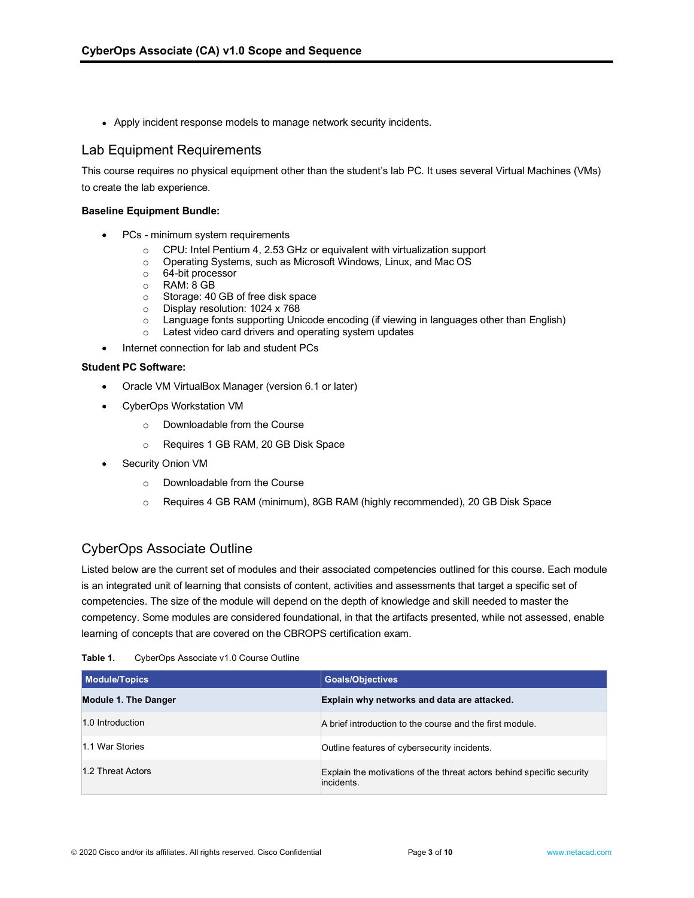- Apply incident response models to manage network security incidents.

## Lab Equipment Requirements

This course requires no physical equipment other than the student's lab PC. It uses several Virtual Machines (VMs) to create the lab experience.

**Baseline Equipment Bundle:**

- PCs - minimum system requirements
  - CPU: Intel Pentium 4, 2.53 GHz or equivalent with virtualization support
  - Operating Systems, such as Microsoft Windows, Linux, and Mac OS
  - 64-bit processor
  - RAM: 8 GB
  - Storage: 40 GB of free disk space
  - Display resolution: 1024 x 768
  - Language fonts supporting Unicode encoding (if viewing in languages other than English)
  - Latest video card drivers and operating system updates
- Internet connection for lab and student PCs

**Student PC Software:**

- Oracle VM VirtualBox Manager (version 6.1 or later)
- CyberOps Workstation VM
  - Downloadable from the Course
  - Requires 1 GB RAM, 20 GB Disk Space
- Security Onion VM
  - Downloadable from the Course
  - Requires 4 GB RAM (minimum), 8GB RAM (highly recommended), 20 GB Disk Space

## CyberOps Associate Outline

Listed below are the current set of modules and their associated competencies outlined for this course. Each module is an integrated unit of learning that consists of content, activities and assessments that target a specific set of competencies. The size of the module will depend on the depth of knowledge and skill needed to master the competency. Some modules are considered foundational, in that the artifacts presented, while not assessed, enable learning of concepts that are covered on the CBROPS certification exam.

**Table 1.** CyberOps Associate v1.0 Course Outline

| Module/Topics | Goals/Objectives |
|---|---|
| **Module 1. The Danger** | **Explain why networks and data are attacked.** |
| 1.0 Introduction | A brief introduction to the course and the first module. |
| 1.1 War Stories | Outline features of cybersecurity incidents. |
| 1.2 Threat Actors | Explain the motivations of the threat actors behind specific security incidents. |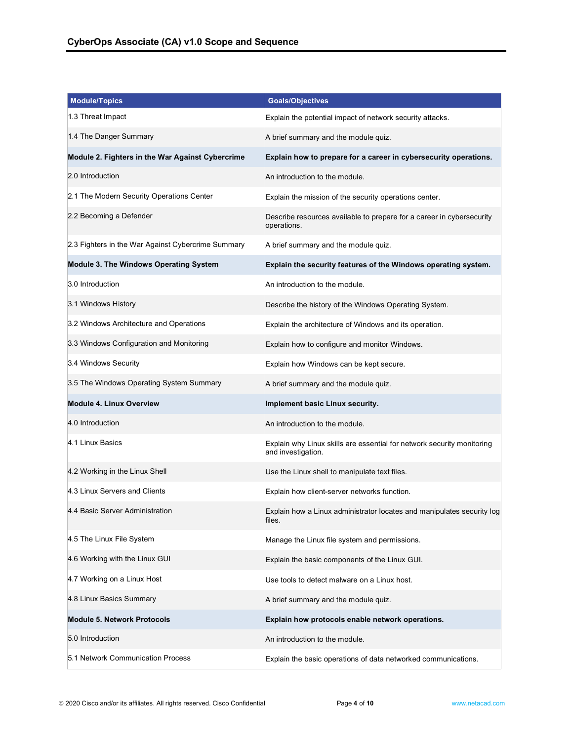| Module/Topics | Goals/Objectives |
| --- | --- |
| 1.3 Threat Impact | Explain the potential impact of network security attacks. |
| 1.4 The Danger Summary | A brief summary and the module quiz. |
| **Module 2. Fighters in the War Against Cybercrime** | **Explain how to prepare for a career in cybersecurity operations.** |
| 2.0 Introduction | An introduction to the module. |
| 2.1 The Modern Security Operations Center | Explain the mission of the security operations center. |
| 2.2 Becoming a Defender | Describe resources available to prepare for a career in cybersecurity operations. |
| 2.3 Fighters in the War Against Cybercrime Summary | A brief summary and the module quiz. |
| **Module 3. The Windows Operating System** | **Explain the security features of the Windows operating system.** |
| 3.0 Introduction | An introduction to the module. |
| 3.1 Windows History | Describe the history of the Windows Operating System. |
| 3.2 Windows Architecture and Operations | Explain the architecture of Windows and its operation. |
| 3.3 Windows Configuration and Monitoring | Explain how to configure and monitor Windows. |
| 3.4 Windows Security | Explain how Windows can be kept secure. |
| 3.5 The Windows Operating System Summary | A brief summary and the module quiz. |
| **Module 4. Linux Overview** | **Implement basic Linux security.** |
| 4.0 Introduction | An introduction to the module. |
| 4.1 Linux Basics | Explain why Linux skills are essential for network security monitoring and investigation. |
| 4.2 Working in the Linux Shell | Use the Linux shell to manipulate text files. |
| 4.3 Linux Servers and Clients | Explain how client-server networks function. |
| 4.4 Basic Server Administration | Explain how a Linux administrator locates and manipulates security log files. |
| 4.5 The Linux File System | Manage the Linux file system and permissions. |
| 4.6 Working with the Linux GUI | Explain the basic components of the Linux GUI. |
| 4.7 Working on a Linux Host | Use tools to detect malware on a Linux host. |
| 4.8 Linux Basics Summary | A brief summary and the module quiz. |
| **Module 5. Network Protocols** | **Explain how protocols enable network operations.** |
| 5.0 Introduction | An introduction to the module. |
| 5.1 Network Communication Process | Explain the basic operations of data networked communications. |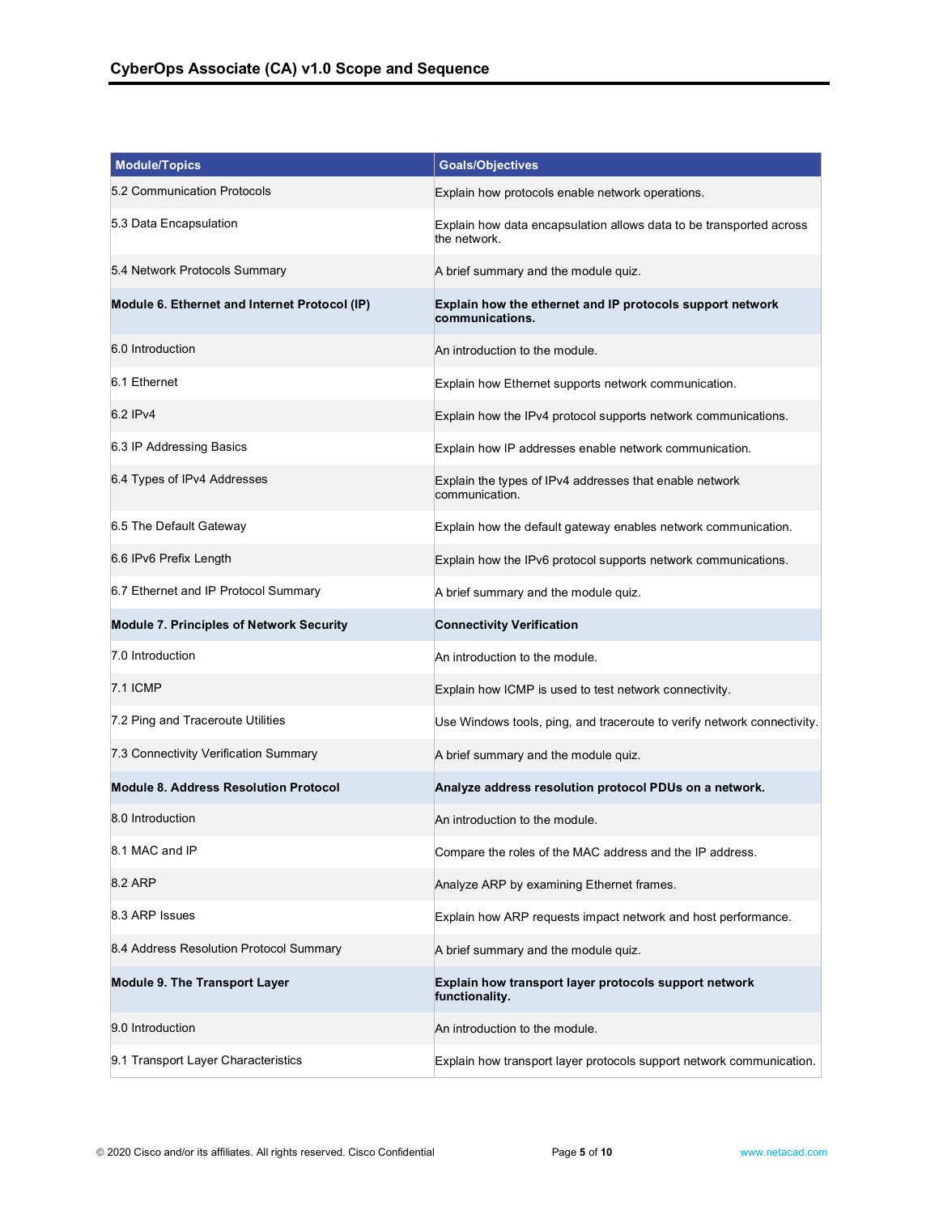| Module/Topics | Goals/Objectives |
| --- | --- |
| 5.2 Communication Protocols | Explain how protocols enable network operations. |
| 5.3 Data Encapsulation | Explain how data encapsulation allows data to be transported across the network. |
| 5.4 Network Protocols Summary | A brief summary and the module quiz. |
| **Module 6. Ethernet and Internet Protocol (IP)** | **Explain how the ethernet and IP protocols support network communications.** |
| 6.0 Introduction | An introduction to the module. |
| 6.1 Ethernet | Explain how Ethernet supports network communication. |
| 6.2 IPv4 | Explain how the IPv4 protocol supports network communications. |
| 6.3 IP Addressing Basics | Explain how IP addresses enable network communication. |
| 6.4 Types of IPv4 Addresses | Explain the types of IPv4 addresses that enable network communication. |
| 6.5 The Default Gateway | Explain how the default gateway enables network communication. |
| 6.6 IPv6 Prefix Length | Explain how the IPv6 protocol supports network communications. |
| 6.7 Ethernet and IP Protocol Summary | A brief summary and the module quiz. |
| **Module 7. Principles of Network Security** | **Connectivity Verification** |
| 7.0 Introduction | An introduction to the module. |
| 7.1 ICMP | Explain how ICMP is used to test network connectivity. |
| 7.2 Ping and Traceroute Utilities | Use Windows tools, ping, and traceroute to verify network connectivity. |
| 7.3 Connectivity Verification Summary | A brief summary and the module quiz. |
| **Module 8. Address Resolution Protocol** | **Analyze address resolution protocol PDUs on a network.** |
| 8.0 Introduction | An introduction to the module. |
| 8.1 MAC and IP | Compare the roles of the MAC address and the IP address. |
| 8.2 ARP | Analyze ARP by examining Ethernet frames. |
| 8.3 ARP Issues | Explain how ARP requests impact network and host performance. |
| 8.4 Address Resolution Protocol Summary | A brief summary and the module quiz. |
| **Module 9. The Transport Layer** | **Explain how transport layer protocols support network functionality.** |
| 9.0 Introduction | An introduction to the module. |
| 9.1 Transport Layer Characteristics | Explain how transport layer protocols support network communication. |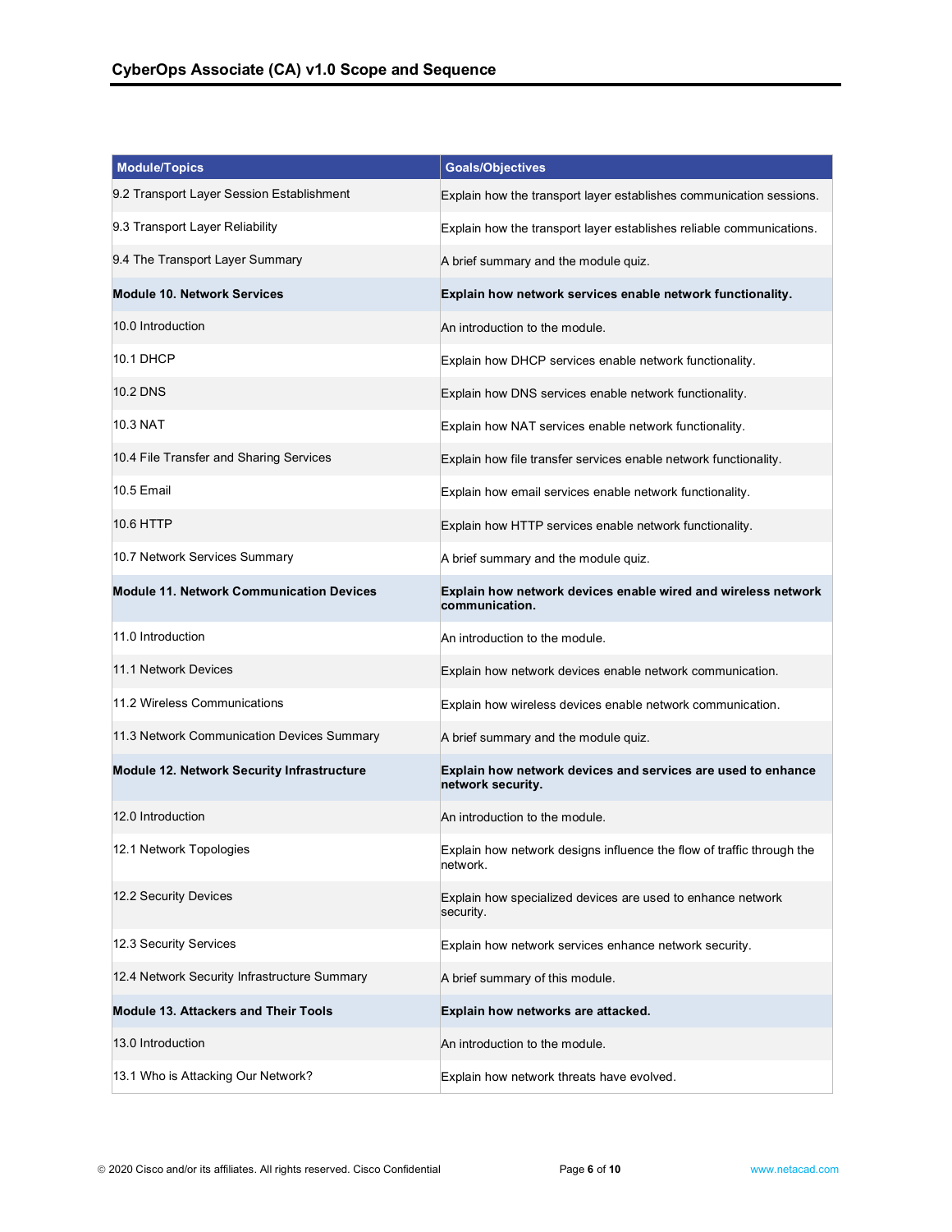| Module/Topics | Goals/Objectives |
| --- | --- |
| 9.2 Transport Layer Session Establishment | Explain how the transport layer establishes communication sessions. |
| 9.3 Transport Layer Reliability | Explain how the transport layer establishes reliable communications. |
| 9.4 The Transport Layer Summary | A brief summary and the module quiz. |
| **Module 10. Network Services** | **Explain how network services enable network functionality.** |
| 10.0 Introduction | An introduction to the module. |
| 10.1 DHCP | Explain how DHCP services enable network functionality. |
| 10.2 DNS | Explain how DNS services enable network functionality. |
| 10.3 NAT | Explain how NAT services enable network functionality. |
| 10.4 File Transfer and Sharing Services | Explain how file transfer services enable network functionality. |
| 10.5 Email | Explain how email services enable network functionality. |
| 10.6 HTTP | Explain how HTTP services enable network functionality. |
| 10.7 Network Services Summary | A brief summary and the module quiz. |
| **Module 11. Network Communication Devices** | **Explain how network devices enable wired and wireless network communication.** |
| 11.0 Introduction | An introduction to the module. |
| 11.1 Network Devices | Explain how network devices enable network communication. |
| 11.2 Wireless Communications | Explain how wireless devices enable network communication. |
| 11.3 Network Communication Devices Summary | A brief summary and the module quiz. |
| **Module 12. Network Security Infrastructure** | **Explain how network devices and services are used to enhance network security.** |
| 12.0 Introduction | An introduction to the module. |
| 12.1 Network Topologies | Explain how network designs influence the flow of traffic through the network. |
| 12.2 Security Devices | Explain how specialized devices are used to enhance network security. |
| 12.3 Security Services | Explain how network services enhance network security. |
| 12.4 Network Security Infrastructure Summary | A brief summary of this module. |
| **Module 13. Attackers and Their Tools** | **Explain how networks are attacked.** |
| 13.0 Introduction | An introduction to the module. |
| 13.1 Who is Attacking Our Network? | Explain how network threats have evolved. |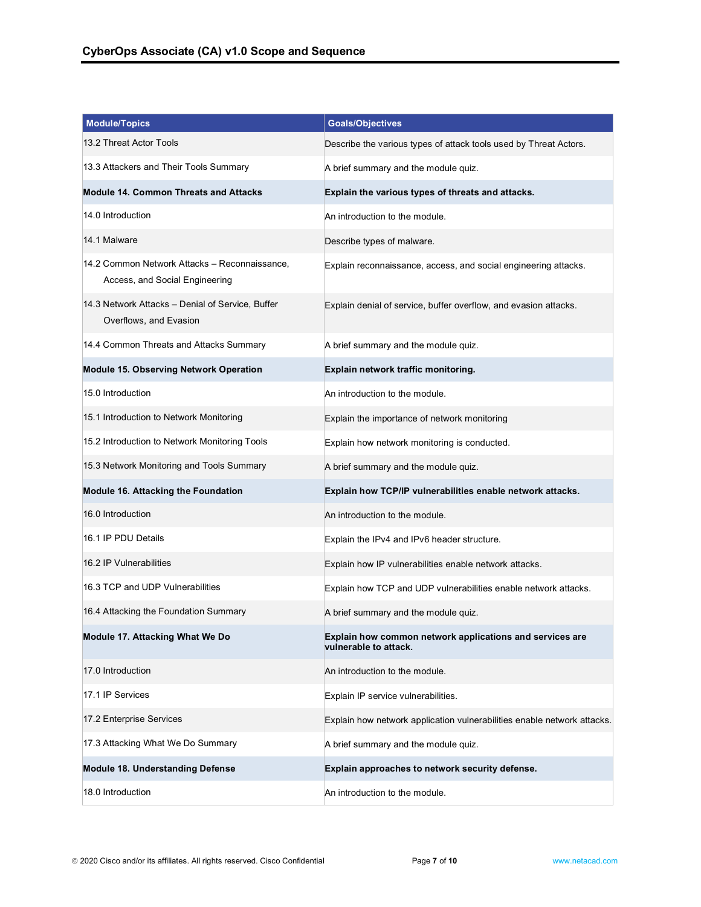| Module/Topics | Goals/Objectives |
|---|---|
| 13.2 Threat Actor Tools | Describe the various types of attack tools used by Threat Actors. |
| 13.3 Attackers and Their Tools Summary | A brief summary and the module quiz. |
| **Module 14. Common Threats and Attacks** | **Explain the various types of threats and attacks.** |
| 14.0 Introduction | An introduction to the module. |
| 14.1 Malware | Describe types of malware. |
| 14.2 Common Network Attacks – Reconnaissance, Access, and Social Engineering | Explain reconnaissance, access, and social engineering attacks. |
| 14.3 Network Attacks – Denial of Service, Buffer Overflows, and Evasion | Explain denial of service, buffer overflow, and evasion attacks. |
| 14.4 Common Threats and Attacks Summary | A brief summary and the module quiz. |
| **Module 15. Observing Network Operation** | **Explain network traffic monitoring.** |
| 15.0 Introduction | An introduction to the module. |
| 15.1 Introduction to Network Monitoring | Explain the importance of network monitoring |
| 15.2 Introduction to Network Monitoring Tools | Explain how network monitoring is conducted. |
| 15.3 Network Monitoring and Tools Summary | A brief summary and the module quiz. |
| **Module 16. Attacking the Foundation** | **Explain how TCP/IP vulnerabilities enable network attacks.** |
| 16.0 Introduction | An introduction to the module. |
| 16.1 IP PDU Details | Explain the IPv4 and IPv6 header structure. |
| 16.2 IP Vulnerabilities | Explain how IP vulnerabilities enable network attacks. |
| 16.3 TCP and UDP Vulnerabilities | Explain how TCP and UDP vulnerabilities enable network attacks. |
| 16.4 Attacking the Foundation Summary | A brief summary and the module quiz. |
| **Module 17. Attacking What We Do** | **Explain how common network applications and services are vulnerable to attack.** |
| 17.0 Introduction | An introduction to the module. |
| 17.1 IP Services | Explain IP service vulnerabilities. |
| 17.2 Enterprise Services | Explain how network application vulnerabilities enable network attacks. |
| 17.3 Attacking What We Do Summary | A brief summary and the module quiz. |
| **Module 18. Understanding Defense** | **Explain approaches to network security defense.** |
| 18.0 Introduction | An introduction to the module. |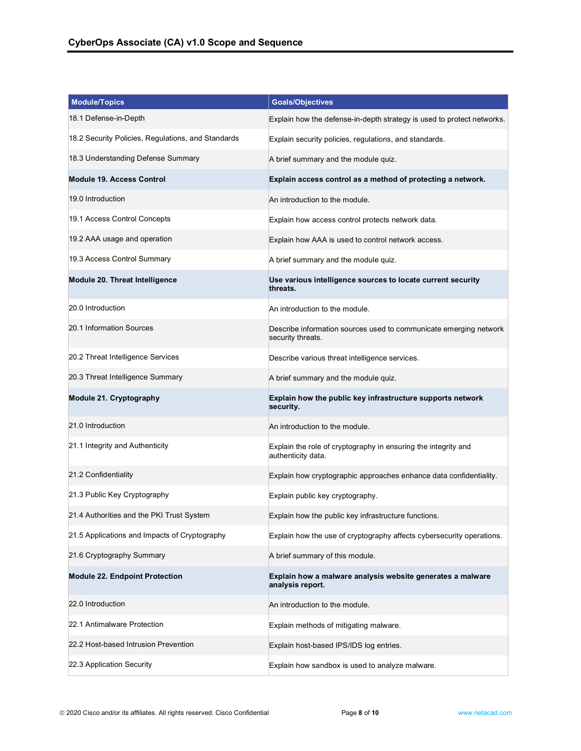| Module/Topics | Goals/Objectives |
|---|---|
| 18.1 Defense-in-Depth | Explain how the defense-in-depth strategy is used to protect networks. |
| 18.2 Security Policies, Regulations, and Standards | Explain security policies, regulations, and standards. |
| 18.3 Understanding Defense Summary | A brief summary and the module quiz. |
| **Module 19. Access Control** | **Explain access control as a method of protecting a network.** |
| 19.0 Introduction | An introduction to the module. |
| 19.1 Access Control Concepts | Explain how access control protects network data. |
| 19.2 AAA usage and operation | Explain how AAA is used to control network access. |
| 19.3 Access Control Summary | A brief summary and the module quiz. |
| **Module 20. Threat Intelligence** | **Use various intelligence sources to locate current security threats.** |
| 20.0 Introduction | An introduction to the module. |
| 20.1 Information Sources | Describe information sources used to communicate emerging network security threats. |
| 20.2 Threat Intelligence Services | Describe various threat intelligence services. |
| 20.3 Threat Intelligence Summary | A brief summary and the module quiz. |
| **Module 21. Cryptography** | **Explain how the public key infrastructure supports network security.** |
| 21.0 Introduction | An introduction to the module. |
| 21.1 Integrity and Authenticity | Explain the role of cryptography in ensuring the integrity and authenticity data. |
| 21.2 Confidentiality | Explain how cryptographic approaches enhance data confidentiality. |
| 21.3 Public Key Cryptography | Explain public key cryptography. |
| 21.4 Authorities and the PKI Trust System | Explain how the public key infrastructure functions. |
| 21.5 Applications and Impacts of Cryptography | Explain how the use of cryptography affects cybersecurity operations. |
| 21.6 Cryptography Summary | A brief summary of this module. |
| **Module 22. Endpoint Protection** | **Explain how a malware analysis website generates a malware analysis report.** |
| 22.0 Introduction | An introduction to the module. |
| 22.1 Antimalware Protection | Explain methods of mitigating malware. |
| 22.2 Host-based Intrusion Prevention | Explain host-based IPS/IDS log entries. |
| 22.3 Application Security | Explain how sandbox is used to analyze malware. |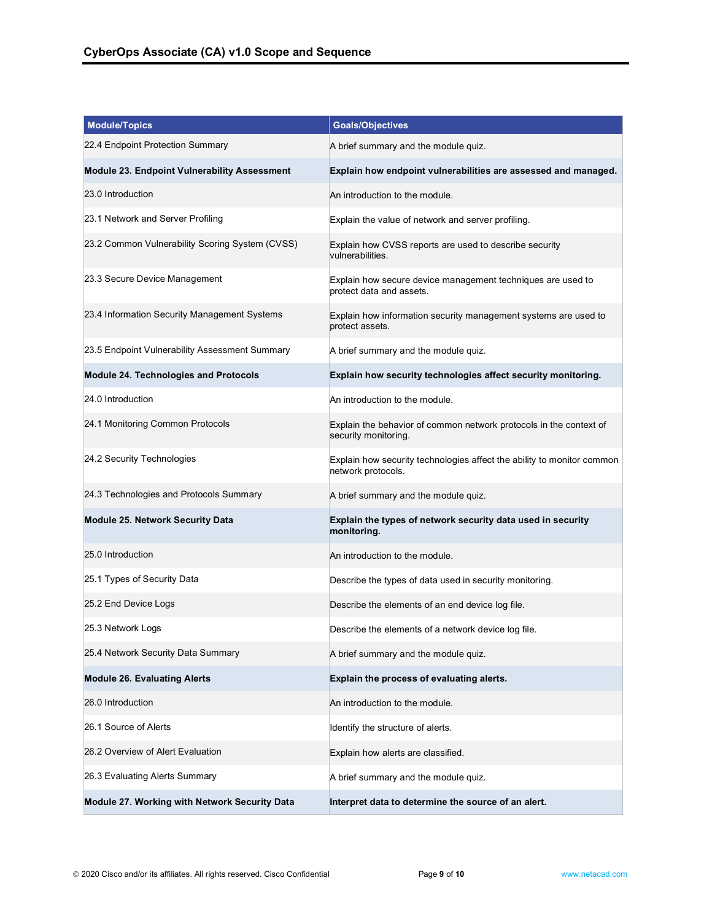| Module/Topics | Goals/Objectives |
|---|---|
| 22.4 Endpoint Protection Summary | A brief summary and the module quiz. |
| **Module 23. Endpoint Vulnerability Assessment** | **Explain how endpoint vulnerabilities are assessed and managed.** |
| 23.0 Introduction | An introduction to the module. |
| 23.1 Network and Server Profiling | Explain the value of network and server profiling. |
| 23.2 Common Vulnerability Scoring System (CVSS) | Explain how CVSS reports are used to describe security vulnerabilities. |
| 23.3 Secure Device Management | Explain how secure device management techniques are used to protect data and assets. |
| 23.4 Information Security Management Systems | Explain how information security management systems are used to protect assets. |
| 23.5 Endpoint Vulnerability Assessment Summary | A brief summary and the module quiz. |
| **Module 24. Technologies and Protocols** | **Explain how security technologies affect security monitoring.** |
| 24.0 Introduction | An introduction to the module. |
| 24.1 Monitoring Common Protocols | Explain the behavior of common network protocols in the context of security monitoring. |
| 24.2 Security Technologies | Explain how security technologies affect the ability to monitor common network protocols. |
| 24.3 Technologies and Protocols Summary | A brief summary and the module quiz. |
| **Module 25. Network Security Data** | **Explain the types of network security data used in security monitoring.** |
| 25.0 Introduction | An introduction to the module. |
| 25.1 Types of Security Data | Describe the types of data used in security monitoring. |
| 25.2 End Device Logs | Describe the elements of an end device log file. |
| 25.3 Network Logs | Describe the elements of a network device log file. |
| 25.4 Network Security Data Summary | A brief summary and the module quiz. |
| **Module 26. Evaluating Alerts** | **Explain the process of evaluating alerts.** |
| 26.0 Introduction | An introduction to the module. |
| 26.1 Source of Alerts | Identify the structure of alerts. |
| 26.2 Overview of Alert Evaluation | Explain how alerts are classified. |
| 26.3 Evaluating Alerts Summary | A brief summary and the module quiz. |
| **Module 27. Working with Network Security Data** | **Interpret data to determine the source of an alert.** |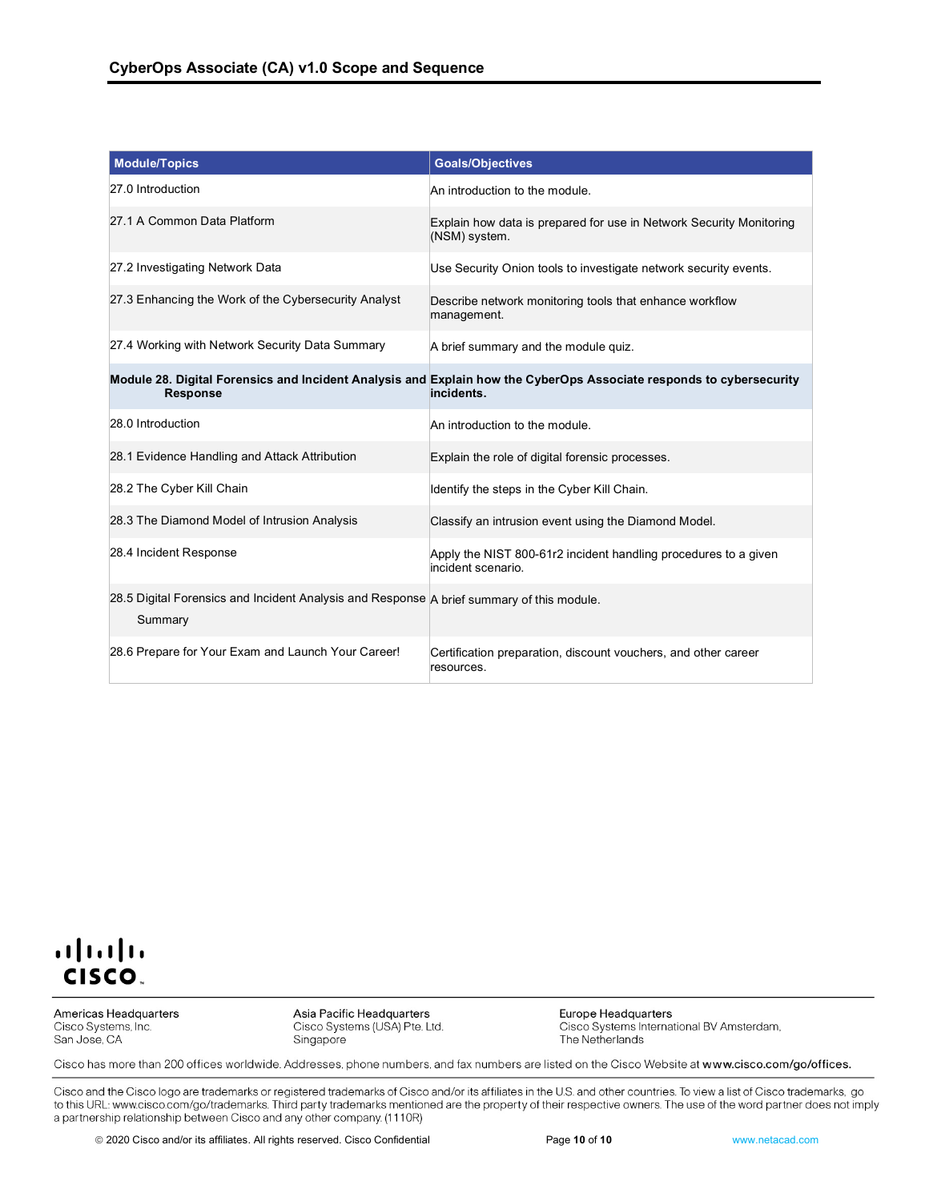| Module/Topics | Goals/Objectives |
| --- | --- |
| 27.0 Introduction | An introduction to the module. |
| 27.1 A Common Data Platform | Explain how data is prepared for use in Network Security Monitoring (NSM) system. |
| 27.2 Investigating Network Data | Use Security Onion tools to investigate network security events. |
| 27.3 Enhancing the Work of the Cybersecurity Analyst | Describe network monitoring tools that enhance workflow management. |
| 27.4 Working with Network Security Data Summary | A brief summary and the module quiz. |
| **Module 28. Digital Forensics and Incident Analysis and Response** | **Explain how the CyberOps Associate responds to cybersecurity incidents.** |
| 28.0 Introduction | An introduction to the module. |
| 28.1 Evidence Handling and Attack Attribution | Explain the role of digital forensic processes. |
| 28.2 The Cyber Kill Chain | Identify the steps in the Cyber Kill Chain. |
| 28.3 The Diamond Model of Intrusion Analysis | Classify an intrusion event using the Diamond Model. |
| 28.4 Incident Response | Apply the NIST 800-61r2 incident handling procedures to a given incident scenario. |
| 28.5 Digital Forensics and Incident Analysis and Response Summary | A brief summary of this module. |
| 28.6 Prepare for Your Exam and Launch Your Career! | Certification preparation, discount vouchers, and other career resources. |

Americas Headquarters
Cisco Systems, Inc.
San Jose, CA

Asia Pacific Headquarters
Cisco Systems (USA) Pte. Ltd.
Singapore

Europe Headquarters
Cisco Systems International BV Amsterdam,
The Netherlands

Cisco has more than 200 offices worldwide. Addresses, phone numbers, and fax numbers are listed on the Cisco Website at **www.cisco.com/go/offices.**

Cisco and the Cisco logo are trademarks or registered trademarks of Cisco and/or its affiliates in the U.S. and other countries. To view a list of Cisco trademarks, go to this URL: www.cisco.com/go/trademarks. Third party trademarks mentioned are the property of their respective owners. The use of the word partner does not imply a partnership relationship between Cisco and any other company. (1110R)

© 2020 Cisco and/or its affiliates. All rights reserved. Cisco Confidential